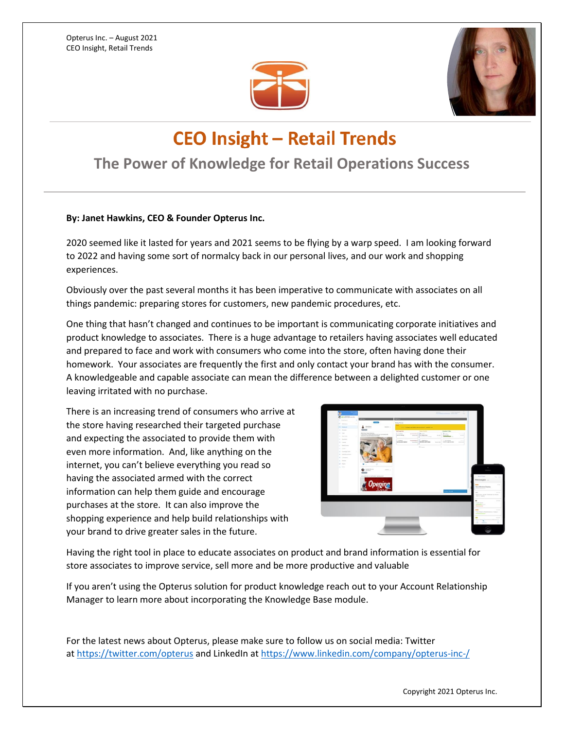Opterus Inc. – August 2021
CEO Insight, Retail Trends

# CEO Insight – Retail Trends

## The Power of Knowledge for Retail Operations Success

**By: Janet Hawkins, CEO & Founder Opterus Inc.**

2020 seemed like it lasted for years and 2021 seems to be flying by a warp speed. I am looking forward to 2022 and having some sort of normalcy back in our personal lives, and our work and shopping experiences.

Obviously over the past several months it has been imperative to communicate with associates on all things pandemic: preparing stores for customers, new pandemic procedures, etc.

One thing that hasn't changed and continues to be important is communicating corporate initiatives and product knowledge to associates. There is a huge advantage to retailers having associates well educated and prepared to face and work with consumers who come into the store, often having done their homework. Your associates are frequently the first and only contact your brand has with the consumer. A knowledgeable and capable associate can mean the difference between a delighted customer or one leaving irritated with no purchase.

There is an increasing trend of consumers who arrive at the store having researched their targeted purchase and expecting the associated to provide them with even more information. And, like anything on the internet, you can't believe everything you read so having the associated armed with the correct information can help them guide and encourage purchases at the store. It can also improve the shopping experience and help build relationships with your brand to drive greater sales in the future.

Having the right tool in place to educate associates on product and brand information is essential for store associates to improve service, sell more and be more productive and valuable

If you aren't using the Opterus solution for product knowledge reach out to your Account Relationship Manager to learn more about incorporating the Knowledge Base module.

For the latest news about Opterus, please make sure to follow us on social media: Twitter at https://twitter.com/opterus and LinkedIn at https://www.linkedin.com/company/opterus-inc-/

Copyright 2021 Opterus Inc.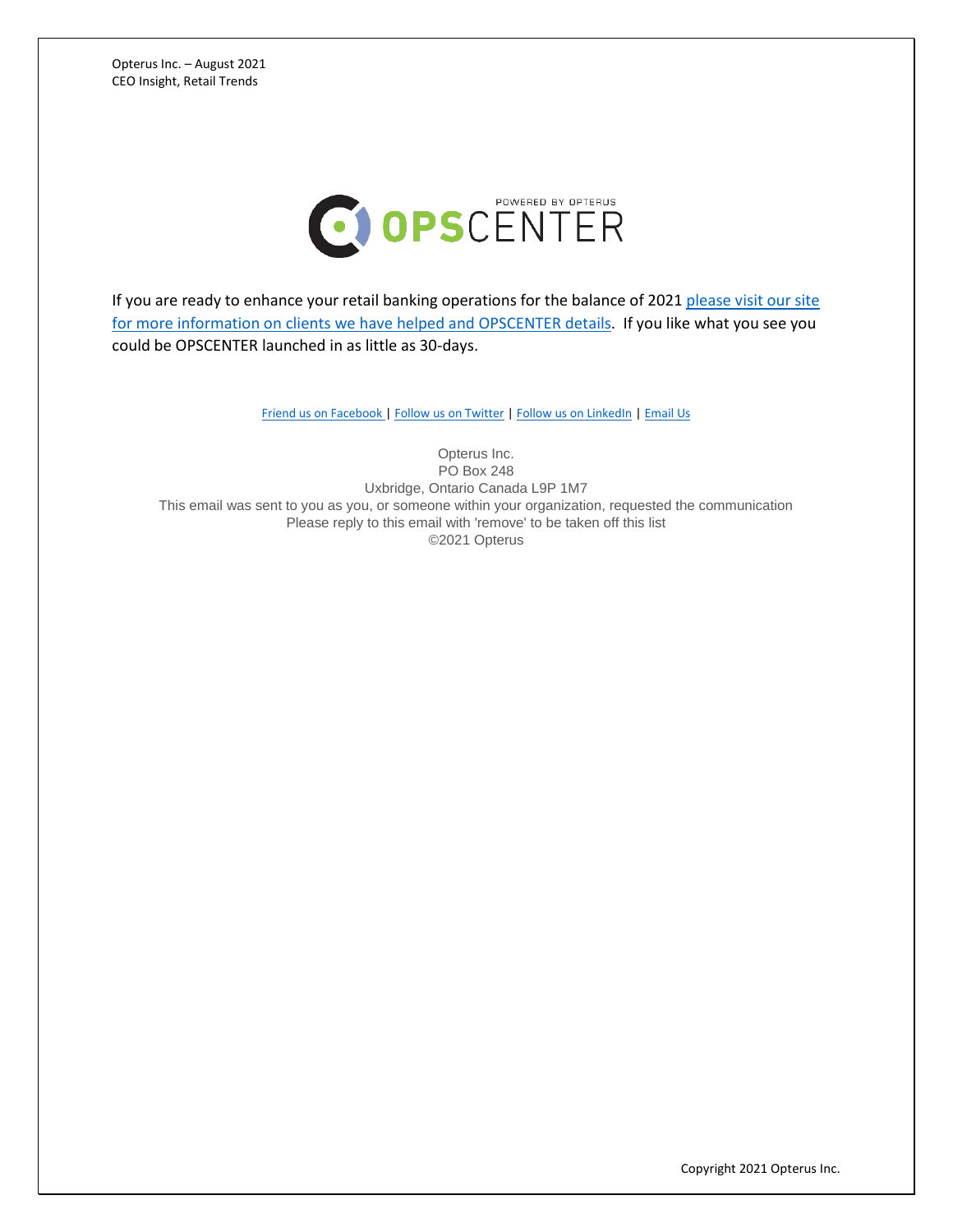If you are ready to enhance your retail banking operations for the balance of 2021 please visit our site for more information on clients we have helped and OPSCENTER details. If you like what you see you could be OPSCENTER launched in as little as 30-days.

Friend us on Facebook | Follow us on Twitter | Follow us on LinkedIn | Email Us

Opterus Inc.
PO Box 248
Uxbridge, Ontario Canada L9P 1M7
This email was sent to you as you, or someone within your organization, requested the communication
Please reply to this email with 'remove' to be taken off this list
©2021 Opterus